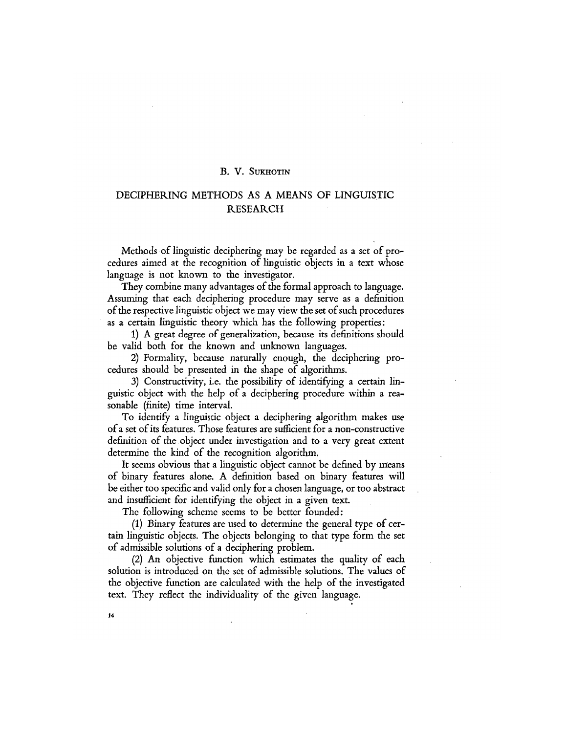B. V. Sukhotin

# DECIPHERING METHODS AS A MEANS OF LINGUISTIC RESEARCH

Methods of linguistic deciphering may be regarded as a set of procedures aimed at the recognition of linguistic objects in a text whose language is not known to the investigator.

They combine many advantages of the formal approach to language. Assuming that each deciphering procedure may serve as a definition of the respective linguistic object we may view the set of such procedures as a certain linguistic theory which has the following properties:

1) A great degree of generalization, because its definitions should be valid both for the known and unknown languages.

2) Formality, because naturally enough, the deciphering procedures should be presented in the shape of algorithms.

3) Constructivity, i.e. the possibility of identifying a certain linguistic object with the help of a deciphering procedure within a reasonable (finite) time interval.

To identify a linguistic object a deciphering algorithm makes use of a set of its features. Those features are sufficient for a non-constructive definition of the object under investigation and to a very great extent determine the kind of the recognition algorithm.

It seems obvious that a linguistic object cannot be defined by means of binary features alone. A definition based on binary features will be either too specific and valid only for a chosen language, or too abstract and insufficient for identifying the object in a given text.

The following scheme seems to be better founded:

(1) Binary features are used to determine the general type of certain linguistic objects. The objects belonging to that type form the set of admissible solutions of a deciphering problem.

(2) An objective function which estimates the quality of each solution is introduced on the set of admissible solutions. The values of the objective function are calculated with the help of the investigated text. They reflect the individuality of the given language.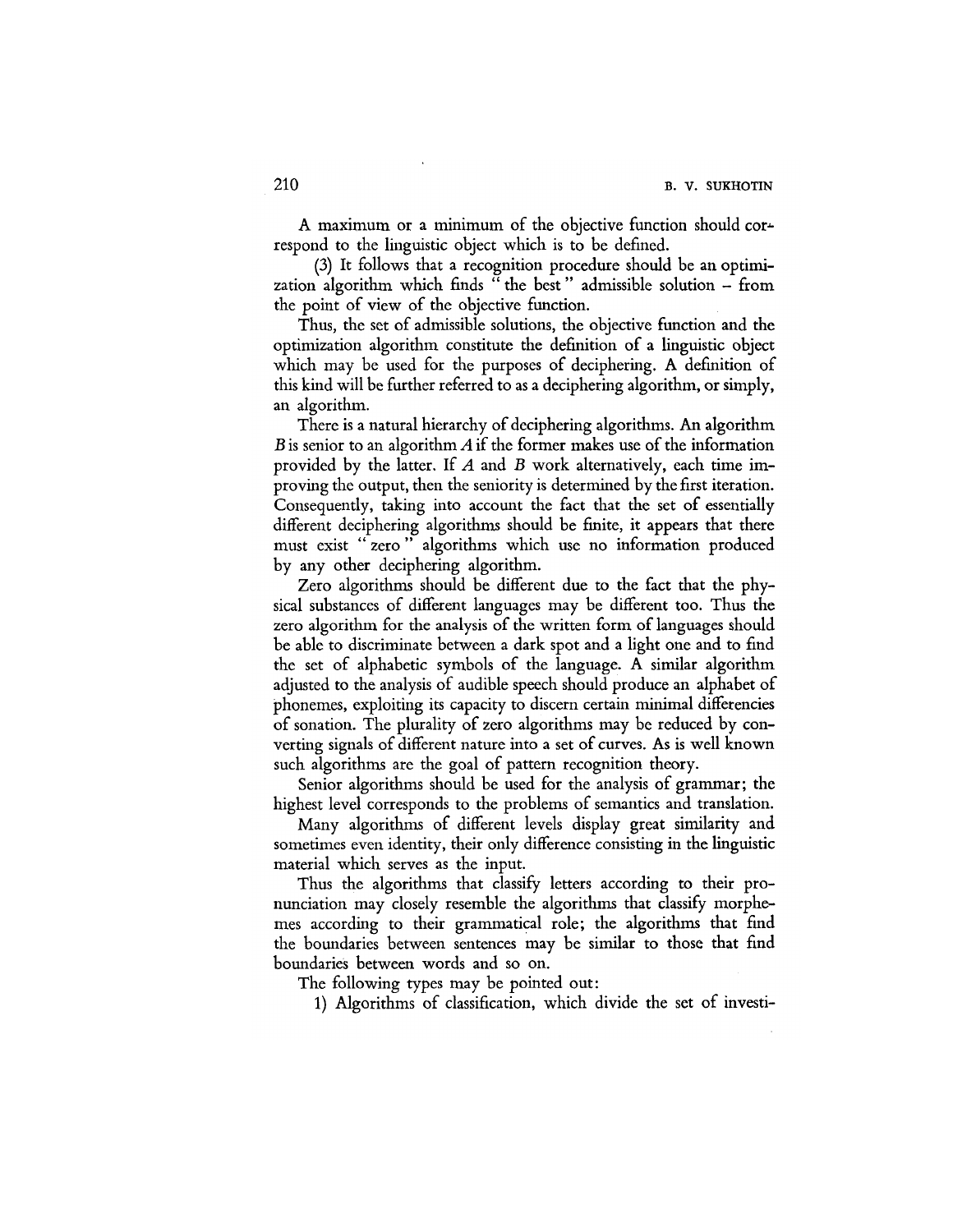A maximum or a minimum of the objective function should correspond to the linguistic object which is to be defined.

(3) It follows that a recognition procedure should be an optimization algorithm which finds " the best " admissible solution – from the point of view of the objective function.

Thus, the set of admissible solutions, the objective function and the optimization algorithm constitute the definition of a linguistic object which may be used for the purposes of deciphering. A definition of this kind will be further referred to as a deciphering algorithm, or simply, an algorithm.

There is a natural hierarchy of deciphering algorithms. An algorithm $B$ is senior to an algorithm $A$ if the former makes use of the information provided by the latter. If $A$ and $B$ work alternatively, each time improving the output, then the seniority is determined by the first iteration. Consequently, taking into account the fact that the set of essentially different deciphering algorithms should be finite, it appears that there must exist " zero " algorithms which use no information produced by any other deciphering algorithm.

Zero algorithms should be different due to the fact that the physical substances of different languages may be different too. Thus the zero algorithm for the analysis of the written form of languages should be able to discriminate between a dark spot and a light one and to find the set of alphabetic symbols of the language. A similar algorithm adjusted to the analysis of audible speech should produce an alphabet of phonemes, exploiting its capacity to discern certain minimal differencies of sonation. The plurality of zero algorithms may be reduced by converting signals of different nature into a set of curves. As is well known such algorithms are the goal of pattern recognition theory.

Senior algorithms should be used for the analysis of grammar; the highest level corresponds to the problems of semantics and translation.

Many algorithms of different levels display great similarity and sometimes even identity, their only difference consisting in the linguistic material which serves as the input.

Thus the algorithms that classify letters according to their pronunciation may closely resemble the algorithms that classify morphemes according to their grammatical role; the algorithms that find the boundaries between sentences may be similar to those that find boundaries between words and so on.

The following types may be pointed out:

1) Algorithms of classification, which divide the set of investi-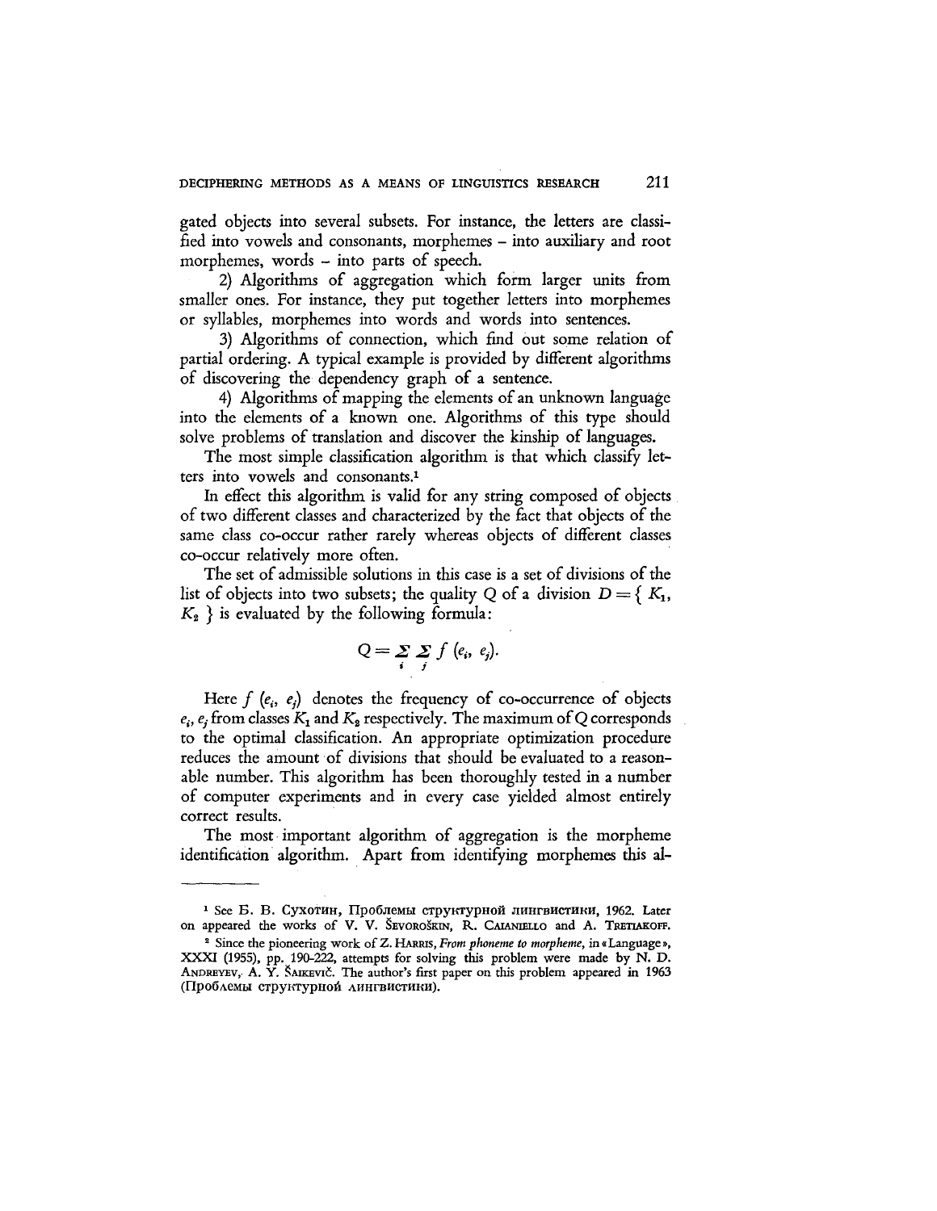gated objects into several subsets. For instance, the letters are classified into vowels and consonants, morphemes – into auxiliary and root morphemes, words – into parts of speech.

2) Algorithms of aggregation which form larger units from smaller ones. For instance, they put together letters into morphemes or syllables, morphemes into words and words into sentences.

3) Algorithms of connection, which find out some relation of partial ordering. A typical example is provided by different algorithms of discovering the dependency graph of a sentence.

4) Algorithms of mapping the elements of an unknown language into the elements of a known one. Algorithms of this type should solve problems of translation and discover the kinship of languages.

The most simple classification algorithm is that which classify letters into vowels and consonants.[1]

In effect this algorithm is valid for any string composed of objects of two different classes and characterized by the fact that objects of the same class co-occur rather rarely whereas objects of different classes co-occur relatively more often.

The set of admissible solutions in this case is a set of divisions of the list of objects into two subsets; the quality $Q$ of a division $D = \{ K_1, K_2 \}$ is evaluated by the following formula:

$$Q = \sum_i \sum_j f\,(e_i,\ e_j).$$

Here $f\,(e_i, e_j)$ denotes the frequency of co-occurrence of objects $e_i$, $e_j$ from classes $K_1$ and $K_2$ respectively. The maximum of $Q$ corresponds to the optimal classification. An appropriate optimization procedure reduces the amount of divisions that should be evaluated to a reasonable number. This algorithm has been thoroughly tested in a number of computer experiments and in every case yielded almost entirely correct results.

The most important algorithm of aggregation is the morpheme identification algorithm. Apart from identifying morphemes this al-

---

[1] See Б. В. Сухотин, Проблемы структурной лингвистики, 1962. Later on appeared the works of V. V. Ševoroškin, R. Caianiello and A. Tretiakoff.

[2] Since the pioneering work of Z. Harris, *From phoneme to morpheme*, in «Language», XXXI (1955), pp. 190-222, attempts for solving this problem were made by N. D. Andreyev, A. Y. Šaikevič. The author's first paper on this problem appeared in 1963 (Проблемы структурной лингвистики).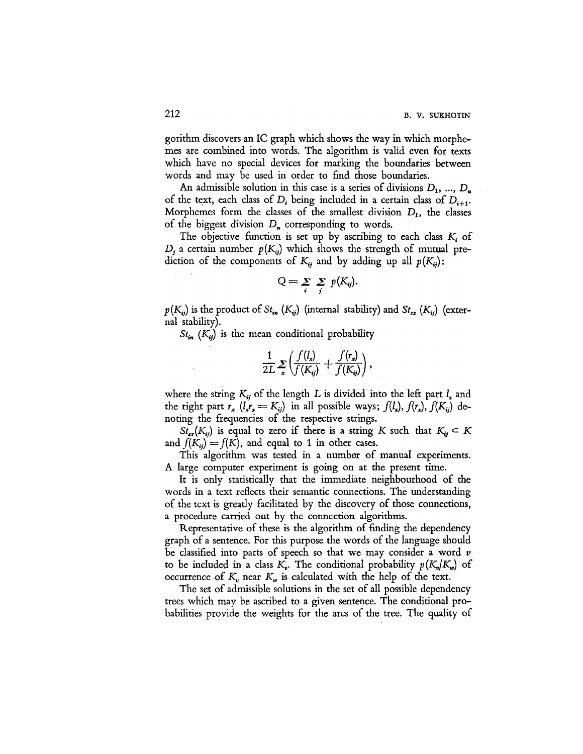gorithm discovers an IC graph which shows the way in which morphemes are combined into words. The algorithm is valid even for texts which have no special devices for marking the boundaries between words and may be used in order to find those boundaries.

An admissible solution in this case is a series of divisions $D_1, ..., D_n$ of the text, each class of $D_i$ being included in a certain class of $D_{i+1}$. Morphemes form the classes of the smallest division $D_1$, the classes of the biggest division $D_n$ corresponding to words.

The objective function is set up by ascribing to each class $K_i$ of $D_j$ a certain number $p(K_{ij})$ which shows the strength of mutual prediction of the components of $K_{ij}$ and by adding up all $p(K_{ij})$:

$$Q = \sum_i \sum_j p(K_{ij}).$$

$p(K_{ij})$ is the product of $St_{in}\,(K_{ij})$ (internal stability) and $St_{ex}\,(K_{ij})$ (external stability).

$St_{in}\,(K_{ij})$ is the mean conditional probability

$$\frac{1}{2L} \sum_x \left( \frac{f(l_x)}{f(K_{ij})} + \frac{f(r_x)}{f(K_{ij})} \right),$$

where the string $K_{ij}$ of the length $L$ is divided into the left part $l_x$ and the right part $r_x$ $(l_x r_x = K_{ij})$ in all possible ways; $f(l_x)$, $f(r_x)$, $f(K_{ij})$ denoting the frequencies of the respective strings.

$St_{ex}(K_{ij})$ is equal to zero if there is a string $K$ such that $K_{ij} \subset K$ and $f(K_{ij}) = f(K)$, and equal to 1 in other cases.

This algorithm was tested in a number of manual experiments. A large computer experiment is going on at the present time.

It is only statistically that the immediate neighbourhood of the words in a text reflects their semantic connections. The understanding of the text is greatly facilitated by the discovery of those connections, a procedure carried out by the connection algorithms.

Representative of these is the algorithm of finding the dependency graph of a sentence. For this purpose the words of the language should be classified into parts of speech so that we may consider a word $v$ to be included in a class $K_v$. The conditional probability $p(K_v/K_w)$ of occurrence of $K_v$ near $K_w$ is calculated with the help of the text.

The set of admissible solutions in the set of all possible dependency trees which may be ascribed to a given sentence. The conditional probabilities provide the weights for the arcs of the tree. The quality of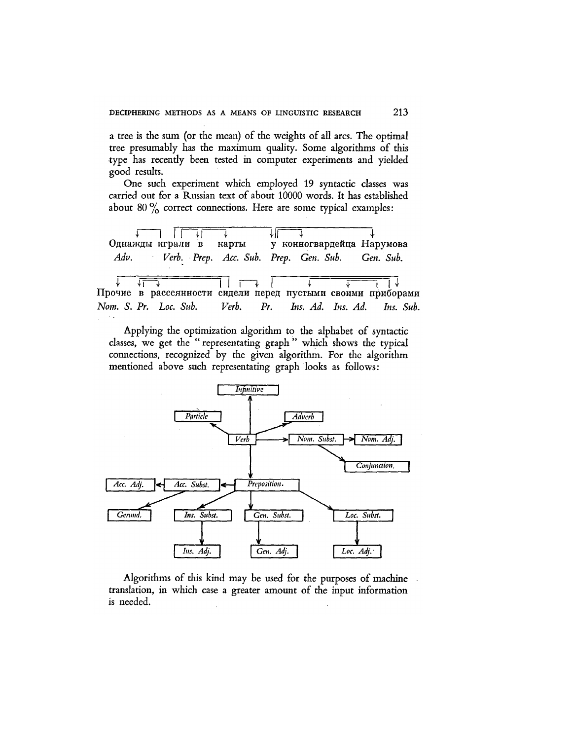a tree is the sum (or the mean) of the weights of all arcs. The optimal tree presumably has the maximum quality. Some algorithms of this type has recently been tested in computer experiments and yielded good results.

One such experiment which employed 19 syntactic classes was carried out for a Russian text of about 10000 words. It has established about 80 % correct connections. Here are some typical examples:

Однажды играли в карты у конногвардейца Нарумова
*Adv. Verb. Prep. Acc. Sub. Prep. Gen. Sub. Gen. Sub.*

Прочие в рассеянности сидели перед пустыми своими приборами
*Nom. S. Pr. Loc. Sub. Verb. Pr. Ins. Ad. Ins. Ad. Ins. Sub.*

Applying the optimization algorithm to the alphabet of syntactic classes, we get the "representating graph" which shows the typical connections, recognized by the given algorithm. For the algorithm mentioned above such representating graph looks as follows:

Infinitive
Particle
Adverb
Verb
Nom. Subst.
Nom. Adj.
Conjunction.
Acc. Adj.
Acc. Subst.
Preposition.
Gerund.
Ins. Subst.
Gen. Subst.
Loc. Subst.
Ins. Adj.
Gen. Adj.
Loc. Adj.

Algorithms of this kind may be used for the purposes of machine translation, in which case a greater amount of the input information is needed.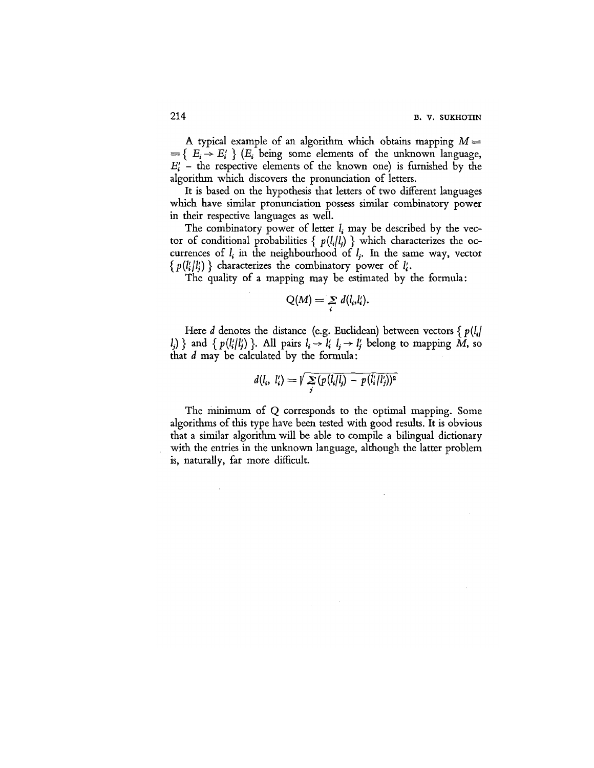A typical example of an algorithm which obtains mapping $M = \{ E_i \to E'_i \}$ ($E_i$ being some elements of the unknown language, $E'_i$ – the respective elements of the known one) is furnished by the algorithm which discovers the pronunciation of letters.

It is based on the hypothesis that letters of two different languages which have similar pronunciation possess similar combinatory power in their respective languages as well.

The combinatory power of letter $l_i$ may be described by the vector of conditional probabilities $\{ p(l_i/l_j) \}$ which characterizes the occurrences of $l_i$ in the neighbourhood of $l_j$. In the same way, vector $\{ p(l'_i/l'_j) \}$ characterizes the combinatory power of $l'_i$.

The quality of a mapping may be estimated by the formula:

$$Q(M) = \sum_i d(l_i, l'_i).$$

Here $d$ denotes the distance (e.g. Euclidean) between vectors $\{ p(l_i/l_j) \}$ and $\{ p(l'_i/l'_j) \}$. All pairs $l_i \to l'_i$ $l_j \to l'_j$ belong to mapping $M$, so that $d$ may be calculated by the formula:

$$d(l_i, l'_i) = \sqrt{\sum_j (p(l_i/l_j) - p(l'_i/l'_j))^2}$$

The minimum of Q corresponds to the optimal mapping. Some algorithms of this type have been tested with good results. It is obvious that a similar algorithm will be able to compile a bilingual dictionary with the entries in the unknown language, although the latter problem is, naturally, far more difficult.